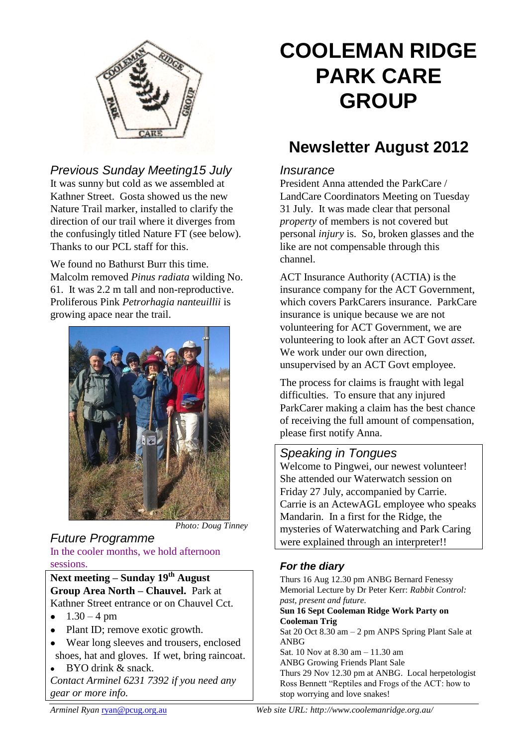# COOLEMAN RIDGE PARK CARE GROUP

## Newsletter August 2012

### Previous Sunday Meeting15 July

It was sunny but cold as we assembled at Kathner Street. Gosta showed us the new Nature Trail marker, installed to clarify the direction of our trail where it diverges from the confusingly titled Nature FT (see below). Thanks to our PCL staff for this.

We found no Bathurst Burr this time. Malcolm removed *Pinus radiata* wilding No. 61. It was 2.2 m tall and non-reproductive. Proliferous Pink *Petrorhagia nanteuillii* is growing apace near the trail.

*Photo: Doug Tinney*

### Future Programme

In the cooler months, we hold afternoon sessions.

**Next meeting – Sunday 19th August**
**Group Area North – Chauvel.** Park at Kathner Street entrance or on Chauvel Cct.

- 1.30 – 4 pm
- Plant ID; remove exotic growth.
- Wear long sleeves and trousers, enclosed shoes, hat and gloves. If wet, bring raincoat.
- BYO drink & snack.

*Contact Arminel 6231 7392 if you need any gear or more info.*

### Insurance

President Anna attended the ParkCare / LandCare Coordinators Meeting on Tuesday 31 July. It was made clear that personal *property* of members is not covered but personal *injury* is. So, broken glasses and the like are not compensable through this channel.

ACT Insurance Authority (ACTIA) is the insurance company for the ACT Government, which covers ParkCarers insurance. ParkCare insurance is unique because we are not volunteering for ACT Government, we are volunteering to look after an ACT Govt *asset.* We work under our own direction, unsupervised by an ACT Govt employee.

The process for claims is fraught with legal difficulties. To ensure that any injured ParkCarer making a claim has the best chance of receiving the full amount of compensation, please first notify Anna.

### Speaking in Tongues

Welcome to Pingwei, our newest volunteer! She attended our Waterwatch session on Friday 27 July, accompanied by Carrie. Carrie is an ActewAGL employee who speaks Mandarin. In a first for the Ridge, the mysteries of Waterwatching and Park Caring were explained through an interpreter!!

### For the diary

Thurs 16 Aug 12.30 pm ANBG Bernard Fenessy Memorial Lecture by Dr Peter Kerr: *Rabbit Control: past, present and future.*

**Sun 16 Sept Cooleman Ridge Work Party on Cooleman Trig**

Sat 20 Oct 8.30 am – 2 pm ANPS Spring Plant Sale at ANBG

Sat. 10 Nov at 8.30 am – 11.30 am
ANBG Growing Friends Plant Sale

Thurs 29 Nov 12.30 pm at ANBG. Local herpetologist Ross Bennett "Reptiles and Frogs of the ACT: how to stop worrying and love snakes!

*Arminel Ryan* ryan@pcug.org.au *Web site URL: http://www.coolemanridge.org.au/*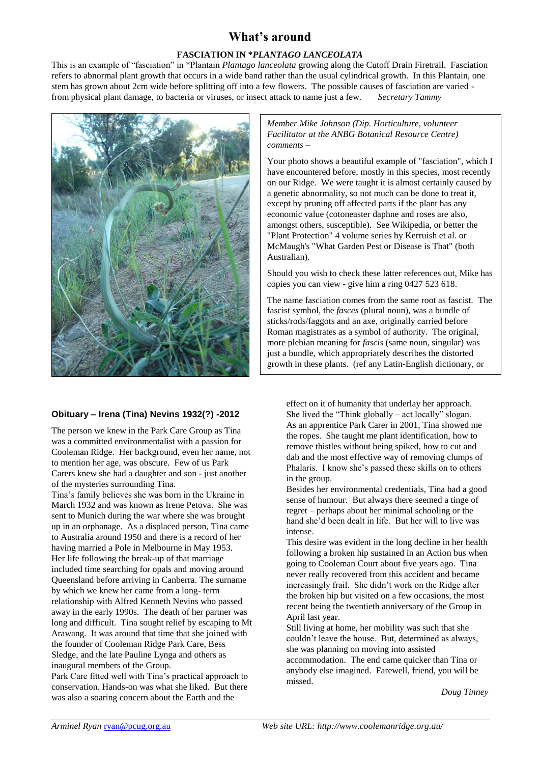# What's around

### FASCIATION IN *PLANTAGO LANCEOLATA

This is an example of "fasciation" in *Plantain *Plantago lanceolata* growing along the Cutoff Drain Firetrail. Fasciation refers to abnormal plant growth that occurs in a wide band rather than the usual cylindrical growth. In this Plantain, one stem has grown about 2cm wide before splitting off into a few flowers. The possible causes of fasciation are varied - from physical plant damage, to bacteria or viruses, or insect attack to name just a few. *Secretary Tammy*

*Member Mike Johnson (Dip. Horticulture, volunteer Facilitator at the ANBG Botanical Resource Centre) comments –*

Your photo shows a beautiful example of "fasciation", which I have encountered before, mostly in this species, most recently on our Ridge. We were taught it is almost certainly caused by a genetic abnormality, so not much can be done to treat it, except by pruning off affected parts if the plant has any economic value (cotoneaster daphne and roses are also, amongst others, susceptible). See Wikipedia, or better the "Plant Protection" 4 volume series by Kerruish et al. or McMaugh's "What Garden Pest or Disease is That" (both Australian).

Should you wish to check these latter references out, Mike has copies you can view - give him a ring 0427 523 618.

The name fasciation comes from the same root as fascist. The fascist symbol, the *fasces* (plural noun), was a bundle of sticks/rods/faggots and an axe, originally carried before Roman magistrates as a symbol of authority. The original, more plebian meaning for *fascis* (same noun, singular) was just a bundle, which appropriately describes the distorted growth in these plants. (ref any Latin-English dictionary, or

### Obituary – Irena (Tina) Nevins 1932(?) -2012

The person we knew in the Park Care Group as Tina was a committed environmentalist with a passion for Cooleman Ridge. Her background, even her name, not to mention her age, was obscure. Few of us Park Carers knew she had a daughter and son - just another of the mysteries surrounding Tina.

Tina's family believes she was born in the Ukraine in March 1932 and was known as Irene Petova. She was sent to Munich during the war where she was brought up in an orphanage. As a displaced person, Tina came to Australia around 1950 and there is a record of her having married a Pole in Melbourne in May 1953. Her life following the break-up of that marriage included time searching for opals and moving around Queensland before arriving in Canberra. The surname by which we knew her came from a long- term relationship with Alfred Kenneth Nevins who passed away in the early 1990s. The death of her partner was long and difficult. Tina sought relief by escaping to Mt Arawang. It was around that time that she joined with the founder of Cooleman Ridge Park Care, Bess Sledge, and the late Pauline Lynga and others as inaugural members of the Group.

Park Care fitted well with Tina's practical approach to conservation. Hands-on was what she liked. But there was also a soaring concern about the Earth and the effect on it of humanity that underlay her approach. She lived the "Think globally – act locally" slogan.

As an apprentice Park Carer in 2001, Tina showed me the ropes. She taught me plant identification, how to remove thistles without being spiked, how to cut and dab and the most effective way of removing clumps of Phalaris. I know she's passed these skills on to others in the group.

Besides her environmental credentials, Tina had a good sense of humour. But always there seemed a tinge of regret – perhaps about her minimal schooling or the hand she'd been dealt in life. But her will to live was intense.

This desire was evident in the long decline in her health following a broken hip sustained in an Action bus when going to Cooleman Court about five years ago. Tina never really recovered from this accident and became increasingly frail. She didn't work on the Ridge after the broken hip but visited on a few occasions, the most recent being the twentieth anniversary of the Group in April last year.

Still living at home, her mobility was such that she couldn't leave the house. But, determined as always, she was planning on moving into assisted accommodation. The end came quicker than Tina or anybody else imagined. Farewell, friend, you will be missed.

*Doug Tinney*

*Arminel Ryan* ryan@pcug.org.au *Web site URL: http://www.coolemanridge.org.au/*